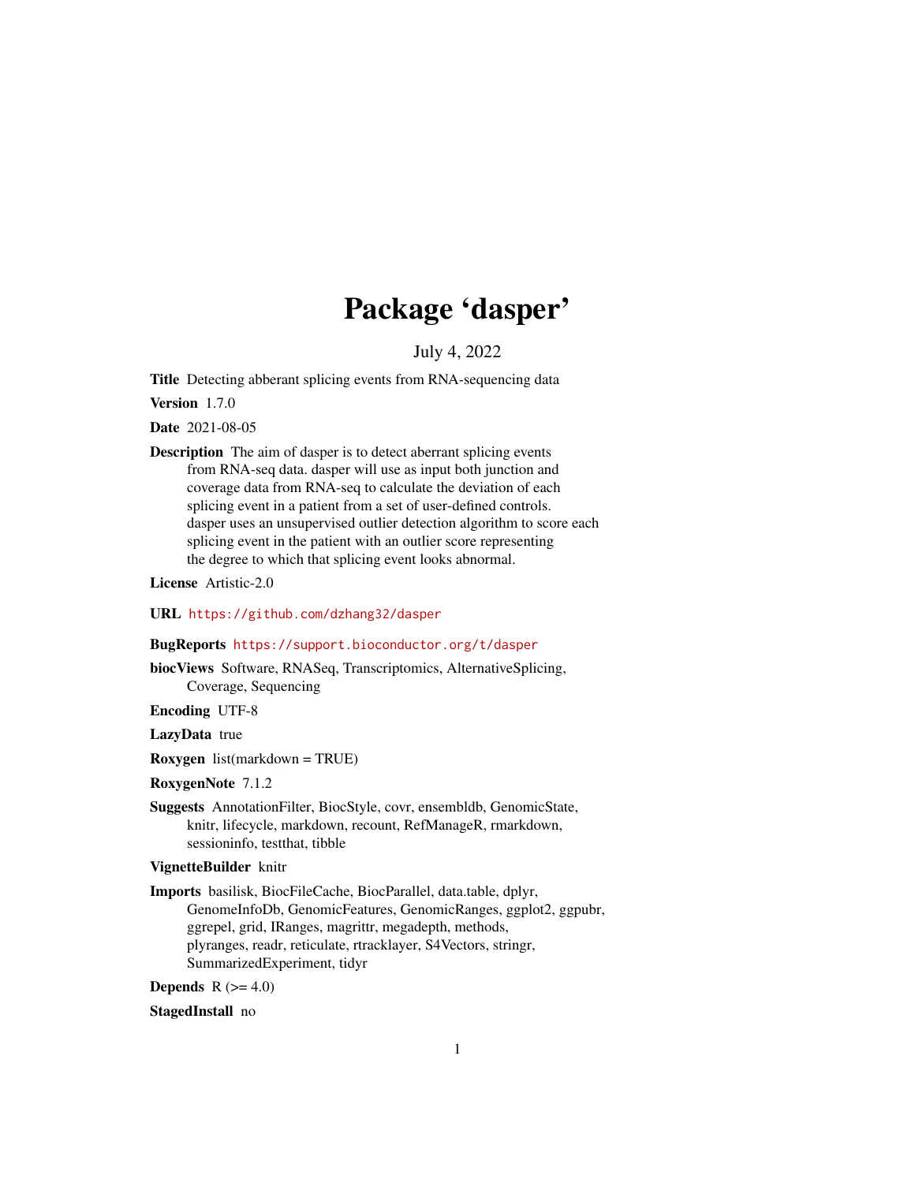# Package 'dasper'

July 4, 2022

**Title** Detecting abberant splicing events from RNA-sequencing data

**Version** 1.7.0

**Date** 2021-08-05

**Description** The aim of dasper is to detect aberrant splicing events from RNA-seq data. dasper will use as input both junction and coverage data from RNA-seq to calculate the deviation of each splicing event in a patient from a set of user-defined controls. dasper uses an unsupervised outlier detection algorithm to score each splicing event in the patient with an outlier score representing the degree to which that splicing event looks abnormal.

**License** Artistic-2.0

**URL** https://github.com/dzhang32/dasper

**BugReports** https://support.bioconductor.org/t/dasper

**biocViews** Software, RNASeq, Transcriptomics, AlternativeSplicing, Coverage, Sequencing

**Encoding** UTF-8

**LazyData** true

**Roxygen** list(markdown = TRUE)

**RoxygenNote** 7.1.2

**Suggests** AnnotationFilter, BiocStyle, covr, ensembldb, GenomicState, knitr, lifecycle, markdown, recount, RefManageR, rmarkdown, sessioninfo, testthat, tibble

**VignetteBuilder** knitr

**Imports** basilisk, BiocFileCache, BiocParallel, data.table, dplyr, GenomeInfoDb, GenomicFeatures, GenomicRanges, ggplot2, ggpubr, ggrepel, grid, IRanges, magrittr, megadepth, methods, plyranges, readr, reticulate, rtracklayer, S4Vectors, stringr, SummarizedExperiment, tidyr

**Depends** R (>= 4.0)

**StagedInstall** no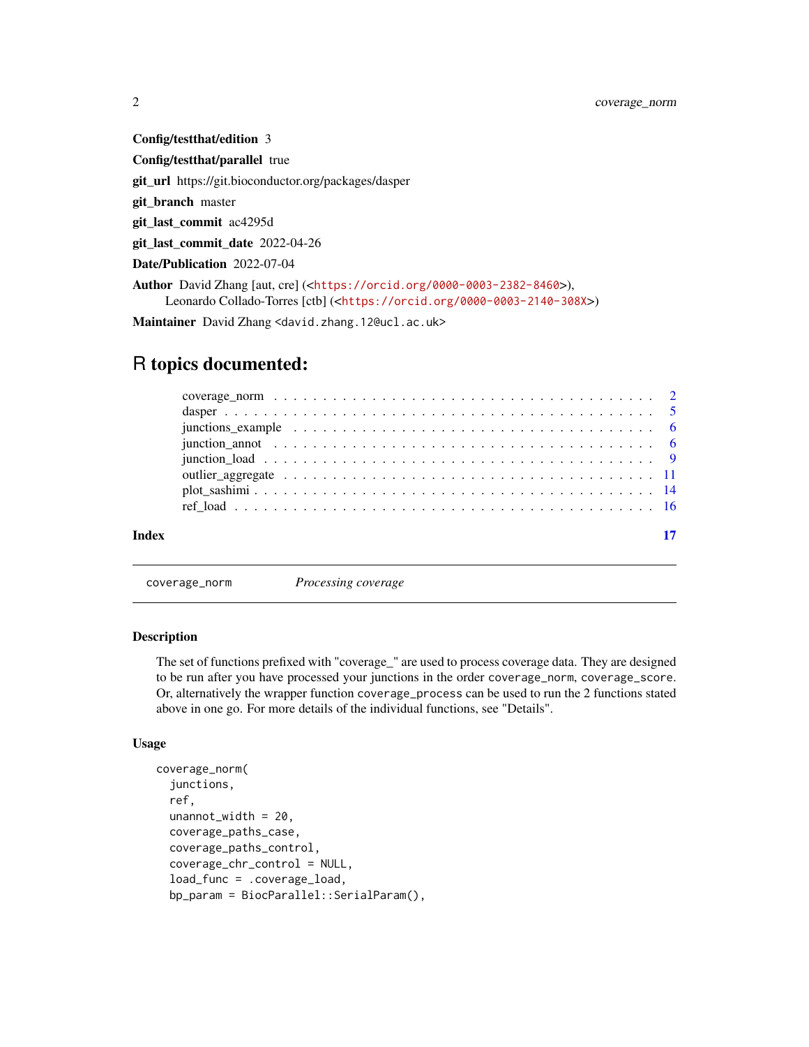**Config/testthat/edition** 3

**Config/testthat/parallel** true

**git_url** https://git.bioconductor.org/packages/dasper

**git_branch** master

**git_last_commit** ac4295d

**git_last_commit_date** 2022-04-26

**Date/Publication** 2022-07-04

**Author** David Zhang [aut, cre] (<https://orcid.org/0000-0003-2382-8460>), Leonardo Collado-Torres [ctb] (<https://orcid.org/0000-0003-2140-308X>)

**Maintainer** David Zhang <david.zhang.12@ucl.ac.uk>

# R topics documented:

- coverage_norm . . . . . . . . . . . . . . . . . . . . . . . . . . . . . . . . . . . . 2
- dasper . . . . . . . . . . . . . . . . . . . . . . . . . . . . . . . . . . . . . . . . 5
- junctions_example . . . . . . . . . . . . . . . . . . . . . . . . . . . . . . . . . . 6
- junction_annot . . . . . . . . . . . . . . . . . . . . . . . . . . . . . . . . . . . . 6
- junction_load . . . . . . . . . . . . . . . . . . . . . . . . . . . . . . . . . . . . . 9
- outlier_aggregate . . . . . . . . . . . . . . . . . . . . . . . . . . . . . . . . . . . 11
- plot_sashimi . . . . . . . . . . . . . . . . . . . . . . . . . . . . . . . . . . . . . 14
- ref_load . . . . . . . . . . . . . . . . . . . . . . . . . . . . . . . . . . . . . . . 16

**Index** 17

---

## coverage_norm — *Processing coverage*

### Description

The set of functions prefixed with "coverage_" are used to process coverage data. They are designed to be run after you have processed your junctions in the order `coverage_norm`, `coverage_score`. Or, alternatively the wrapper function `coverage_process` can be used to run the 2 functions stated above in one go. For more details of the individual functions, see "Details".

### Usage

```
coverage_norm(
  junctions,
  ref,
  unannot_width = 20,
  coverage_paths_case,
  coverage_paths_control,
  coverage_chr_control = NULL,
  load_func = .coverage_load,
  bp_param = BiocParallel::SerialParam(),
```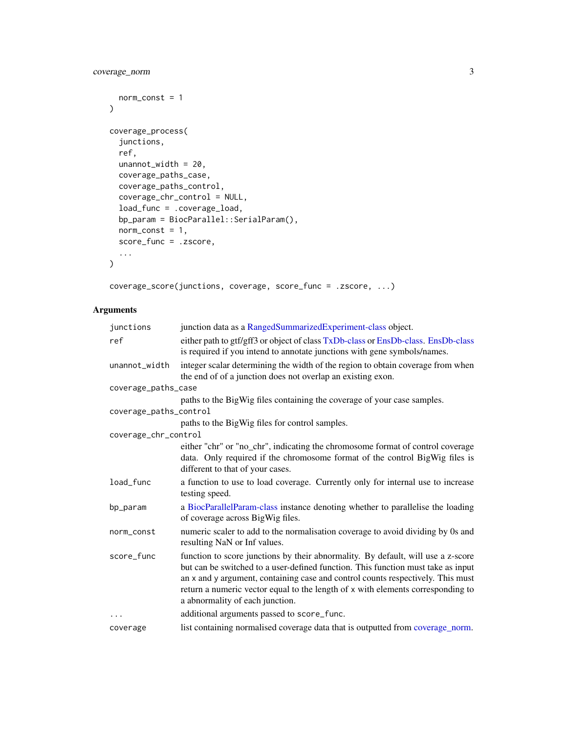```
  norm_const = 1
)

coverage_process(
  junctions,
  ref,
  unannot_width = 20,
  coverage_paths_case,
  coverage_paths_control,
  coverage_chr_control = NULL,
  load_func = .coverage_load,
  bp_param = BiocParallel::SerialParam(),
  norm_const = 1,
  score_func = .zscore,
  ...
)

coverage_score(junctions, coverage, score_func = .zscore, ...)
```

## Arguments

| Argument | Description |
| --- | --- |
| junctions | junction data as a RangedSummarizedExperiment-class object. |
| ref | either path to gtf/gff3 or object of class TxDb-class or EnsDb-class. EnsDb-class is required if you intend to annotate junctions with gene symbols/names. |
| unannot_width | integer scalar determining the width of the region to obtain coverage from when the end of of a junction does not overlap an existing exon. |
| coverage_paths_case | paths to the BigWig files containing the coverage of your case samples. |
| coverage_paths_control | paths to the BigWig files for control samples. |
| coverage_chr_control | either "chr" or "no_chr", indicating the chromosome format of control coverage data. Only required if the chromosome format of the control BigWig files is different to that of your cases. |
| load_func | a function to use to load coverage. Currently only for internal use to increase testing speed. |
| bp_param | a BiocParallelParam-class instance denoting whether to parallelise the loading of coverage across BigWig files. |
| norm_const | numeric scaler to add to the normalisation coverage to avoid dividing by 0s and resulting NaN or Inf values. |
| score_func | function to score junctions by their abnormality. By default, will use a z-score but can be switched to a user-defined function. This function must take as input an x and y argument, containing case and control counts respectively. This must return a numeric vector equal to the length of x with elements corresponding to a abnormality of each junction. |
| ... | additional arguments passed to `score_func`. |
| coverage | list containing normalised coverage data that is outputted from coverage_norm. |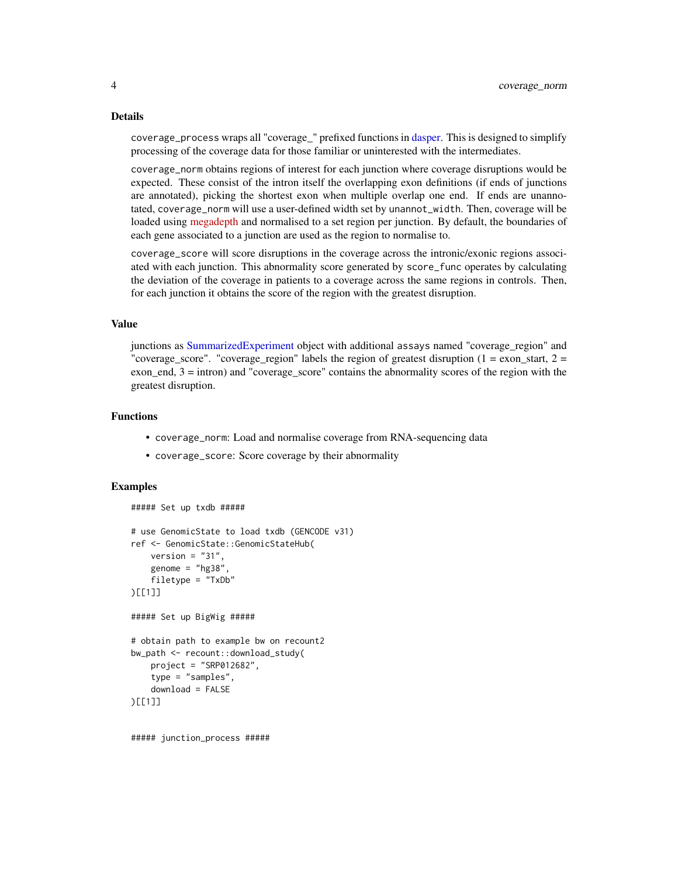## Details

`coverage_process` wraps all "coverage_" prefixed functions in dasper. This is designed to simplify processing of the coverage data for those familiar or uninterested with the intermediates.

`coverage_norm` obtains regions of interest for each junction where coverage disruptions would be expected. These consist of the intron itself the overlapping exon definitions (if ends of junctions are annotated), picking the shortest exon when multiple overlap one end. If ends are unannotated, `coverage_norm` will use a user-defined width set by `unannot_width`. Then, coverage will be loaded using megadepth and normalised to a set region per junction. By default, the boundaries of each gene associated to a junction are used as the region to normalise to.

`coverage_score` will score disruptions in the coverage across the intronic/exonic regions associated with each junction. This abnormality score generated by `score_func` operates by calculating the deviation of the coverage in patients to a coverage across the same regions in controls. Then, for each junction it obtains the score of the region with the greatest disruption.

## Value

junctions as SummarizedExperiment object with additional `assays` named "coverage_region" and "coverage_score". "coverage_region" labels the region of greatest disruption (1 = exon_start, 2 = exon_end, 3 = intron) and "coverage_score" contains the abnormality scores of the region with the greatest disruption.

## Functions

- `coverage_norm`: Load and normalise coverage from RNA-sequencing data
- `coverage_score`: Score coverage by their abnormality

## Examples

```
##### Set up txdb #####

# use GenomicState to load txdb (GENCODE v31)
ref <- GenomicState::GenomicStateHub(
    version = "31",
    genome = "hg38",
    filetype = "TxDb"
)[[1]]

##### Set up BigWig #####

# obtain path to example bw on recount2
bw_path <- recount::download_study(
    project = "SRP012682",
    type = "samples",
    download = FALSE
)[[1]]


##### junction_process #####
```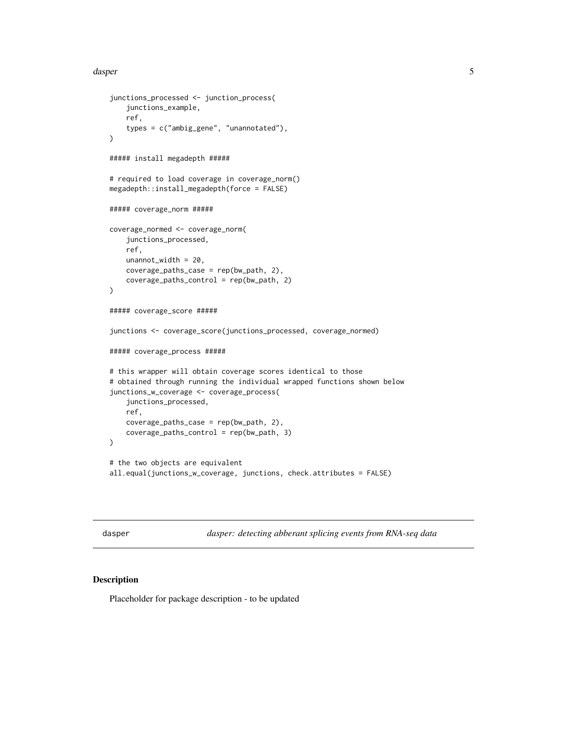```
junctions_processed <- junction_process(
    junctions_example,
    ref,
    types = c("ambig_gene", "unannotated"),
)

##### install megadepth #####

# required to load coverage in coverage_norm()
megadepth::install_megadepth(force = FALSE)

##### coverage_norm #####

coverage_normed <- coverage_norm(
    junctions_processed,
    ref,
    unannot_width = 20,
    coverage_paths_case = rep(bw_path, 2),
    coverage_paths_control = rep(bw_path, 2)
)

##### coverage_score #####

junctions <- coverage_score(junctions_processed, coverage_normed)

##### coverage_process #####

# this wrapper will obtain coverage scores identical to those
# obtained through running the individual wrapped functions shown below
junctions_w_coverage <- coverage_process(
    junctions_processed,
    ref,
    coverage_paths_case = rep(bw_path, 2),
    coverage_paths_control = rep(bw_path, 3)
)

# the two objects are equivalent
all.equal(junctions_w_coverage, junctions, check.attributes = FALSE)
```

---

## dasper — *dasper: detecting abberant splicing events from RNA-seq data*

---

### Description

Placeholder for package description - to be updated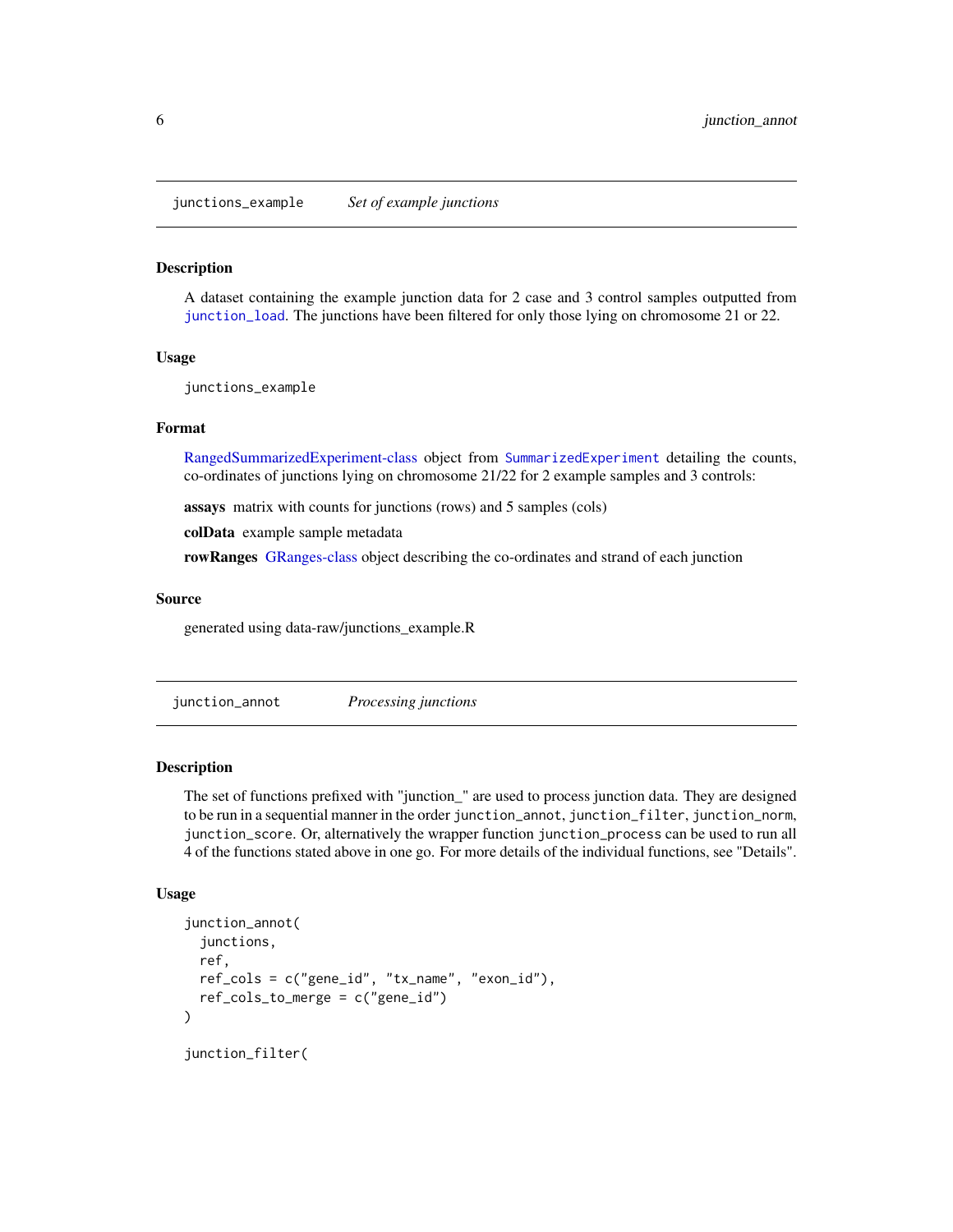## junctions_example — *Set of example junctions*

### Description

A dataset containing the example junction data for 2 case and 3 control samples outputted from `junction_load`. The junctions have been filtered for only those lying on chromosome 21 or 22.

### Usage

```
junctions_example
```

### Format

RangedSummarizedExperiment-class object from `SummarizedExperiment` detailing the counts, co-ordinates of junctions lying on chromosome 21/22 for 2 example samples and 3 controls:

**assays** matrix with counts for junctions (rows) and 5 samples (cols)

**colData** example sample metadata

**rowRanges** GRanges-class object describing the co-ordinates and strand of each junction

### Source

generated using data-raw/junctions_example.R

## junction_annot — *Processing junctions*

### Description

The set of functions prefixed with "junction_" are used to process junction data. They are designed to be run in a sequential manner in the order `junction_annot`, `junction_filter`, `junction_norm`, `junction_score`. Or, alternatively the wrapper function `junction_process` can be used to run all 4 of the functions stated above in one go. For more details of the individual functions, see "Details".

### Usage

```
junction_annot(
  junctions,
  ref,
  ref_cols = c("gene_id", "tx_name", "exon_id"),
  ref_cols_to_merge = c("gene_id")
)

junction_filter(
```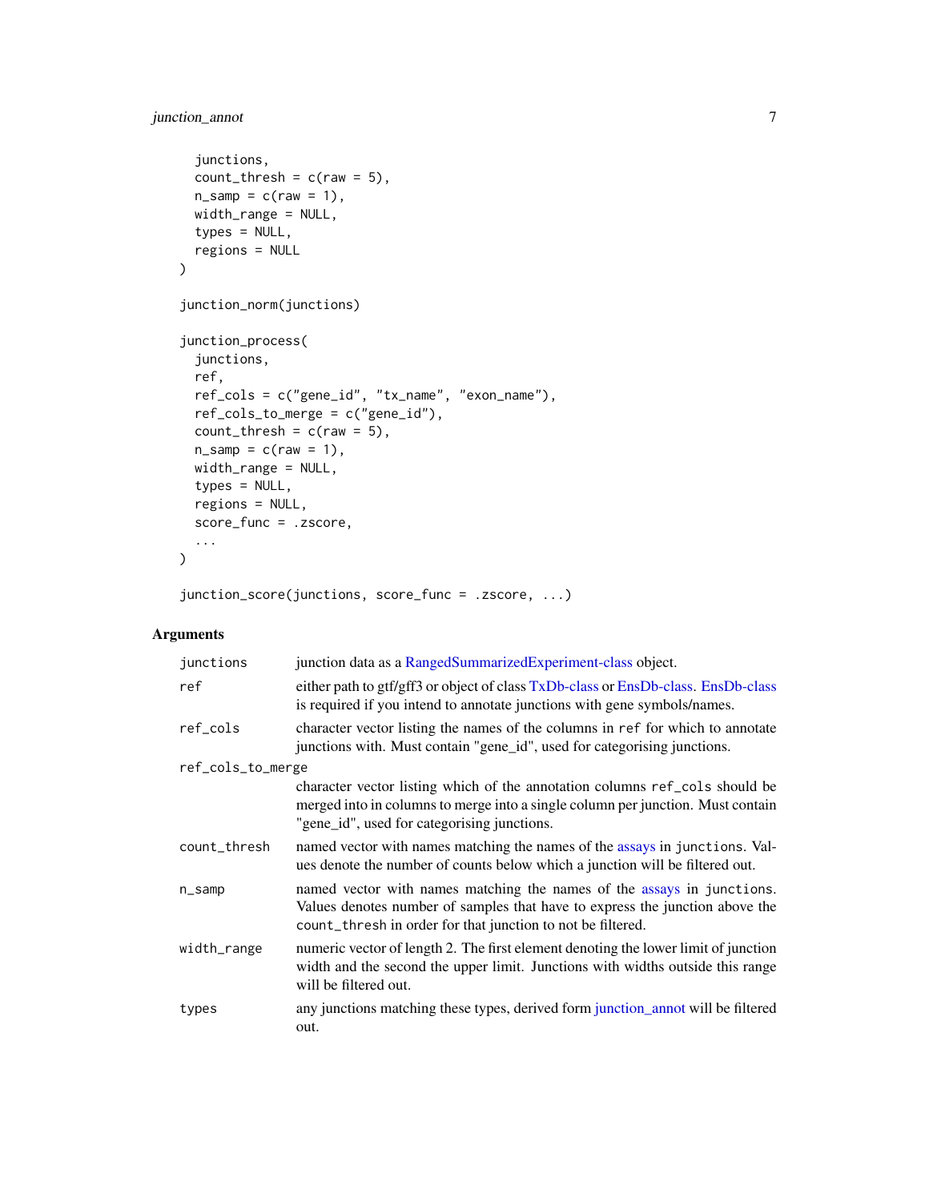```
  junctions,
  count_thresh = c(raw = 5),
  n_samp = c(raw = 1),
  width_range = NULL,
  types = NULL,
  regions = NULL
)

junction_norm(junctions)

junction_process(
  junctions,
  ref,
  ref_cols = c("gene_id", "tx_name", "exon_name"),
  ref_cols_to_merge = c("gene_id"),
  count_thresh = c(raw = 5),
  n_samp = c(raw = 1),
  width_range = NULL,
  types = NULL,
  regions = NULL,
  score_func = .zscore,
  ...
)

junction_score(junctions, score_func = .zscore, ...)
```

### Arguments

| | |
|---|---|
| `junctions` | junction data as a RangedSummarizedExperiment-class object. |
| `ref` | either path to gtf/gff3 or object of class TxDb-class or EnsDb-class. EnsDb-class is required if you intend to annotate junctions with gene symbols/names. |
| `ref_cols` | character vector listing the names of the columns in `ref` for which to annotate junctions with. Must contain "gene_id", used for categorising junctions. |
| `ref_cols_to_merge` | character vector listing which of the annotation columns `ref_cols` should be merged into in columns to merge into a single column per junction. Must contain "gene_id", used for categorising junctions. |
| `count_thresh` | named vector with names matching the names of the assays in `junctions`. Values denote the number of counts below which a junction will be filtered out. |
| `n_samp` | named vector with names matching the names of the assays in `junctions`. Values denotes number of samples that have to express the junction above the `count_thresh` in order for that junction to not be filtered. |
| `width_range` | numeric vector of length 2. The first element denoting the lower limit of junction width and the second the upper limit. Junctions with widths outside this range will be filtered out. |
| `types` | any junctions matching these types, derived form junction_annot will be filtered out. |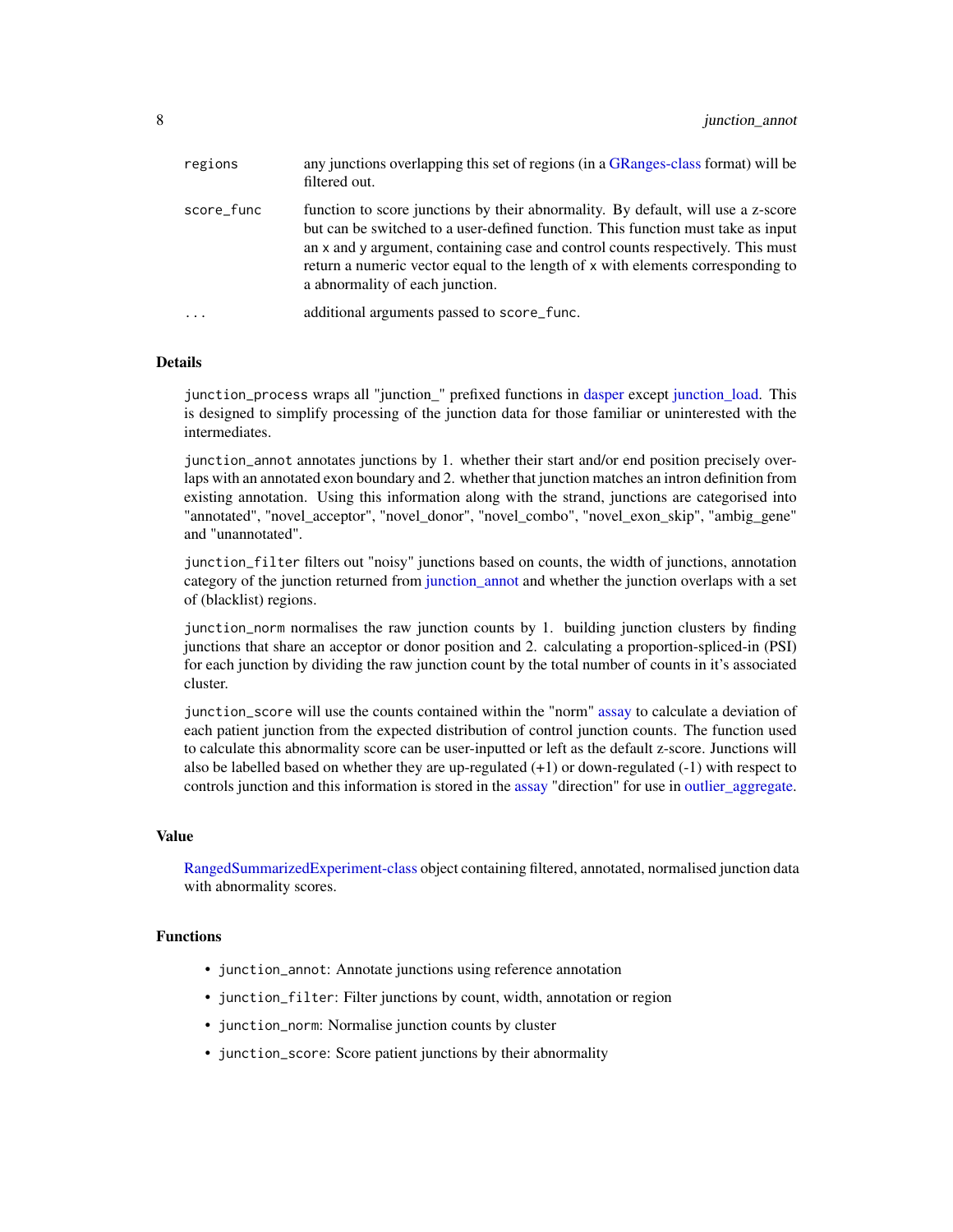| | |
|---|---|
| regions | any junctions overlapping this set of regions (in a GRanges-class format) will be filtered out. |
| score_func | function to score junctions by their abnormality. By default, will use a z-score but can be switched to a user-defined function. This function must take as input an x and y argument, containing case and control counts respectively. This must return a numeric vector equal to the length of x with elements corresponding to a abnormality of each junction. |
| ... | additional arguments passed to score_func. |

## Details

junction_process wraps all "junction_" prefixed functions in dasper except junction_load. This is designed to simplify processing of the junction data for those familiar or uninterested with the intermediates.

junction_annot annotates junctions by 1. whether their start and/or end position precisely overlaps with an annotated exon boundary and 2. whether that junction matches an intron definition from existing annotation. Using this information along with the strand, junctions are categorised into "annotated", "novel_acceptor", "novel_donor", "novel_combo", "novel_exon_skip", "ambig_gene" and "unannotated".

junction_filter filters out "noisy" junctions based on counts, the width of junctions, annotation category of the junction returned from junction_annot and whether the junction overlaps with a set of (blacklist) regions.

junction_norm normalises the raw junction counts by 1. building junction clusters by finding junctions that share an acceptor or donor position and 2. calculating a proportion-spliced-in (PSI) for each junction by dividing the raw junction count by the total number of counts in it's associated cluster.

junction_score will use the counts contained within the "norm" assay to calculate a deviation of each patient junction from the expected distribution of control junction counts. The function used to calculate this abnormality score can be user-inputted or left as the default z-score. Junctions will also be labelled based on whether they are up-regulated (+1) or down-regulated (-1) with respect to controls junction and this information is stored in the assay "direction" for use in outlier_aggregate.

## Value

RangedSummarizedExperiment-class object containing filtered, annotated, normalised junction data with abnormality scores.

## Functions

- junction_annot: Annotate junctions using reference annotation
- junction_filter: Filter junctions by count, width, annotation or region
- junction_norm: Normalise junction counts by cluster
- junction_score: Score patient junctions by their abnormality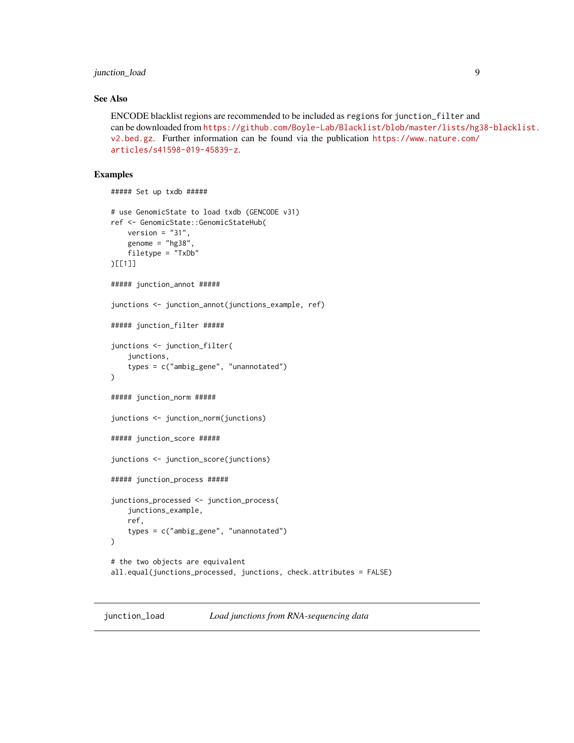## See Also

ENCODE blacklist regions are recommended to be included as `regions` for `junction_filter` and can be downloaded from https://github.com/Boyle-Lab/Blacklist/blob/master/lists/hg38-blacklist.v2.bed.gz. Further information can be found via the publication https://www.nature.com/articles/s41598-019-45839-z.

## Examples

```
##### Set up txdb #####

# use GenomicState to load txdb (GENCODE v31)
ref <- GenomicState::GenomicStateHub(
    version = "31",
    genome = "hg38",
    filetype = "TxDb"
)[[1]]

##### junction_annot #####

junctions <- junction_annot(junctions_example, ref)

##### junction_filter #####

junctions <- junction_filter(
    junctions,
    types = c("ambig_gene", "unannotated")
)

##### junction_norm #####

junctions <- junction_norm(junctions)

##### junction_score #####

junctions <- junction_score(junctions)

##### junction_process #####

junctions_processed <- junction_process(
    junctions_example,
    ref,
    types = c("ambig_gene", "unannotated")
)

# the two objects are equivalent
all.equal(junctions_processed, junctions, check.attributes = FALSE)
```

---

# junction_load — *Load junctions from RNA-sequencing data*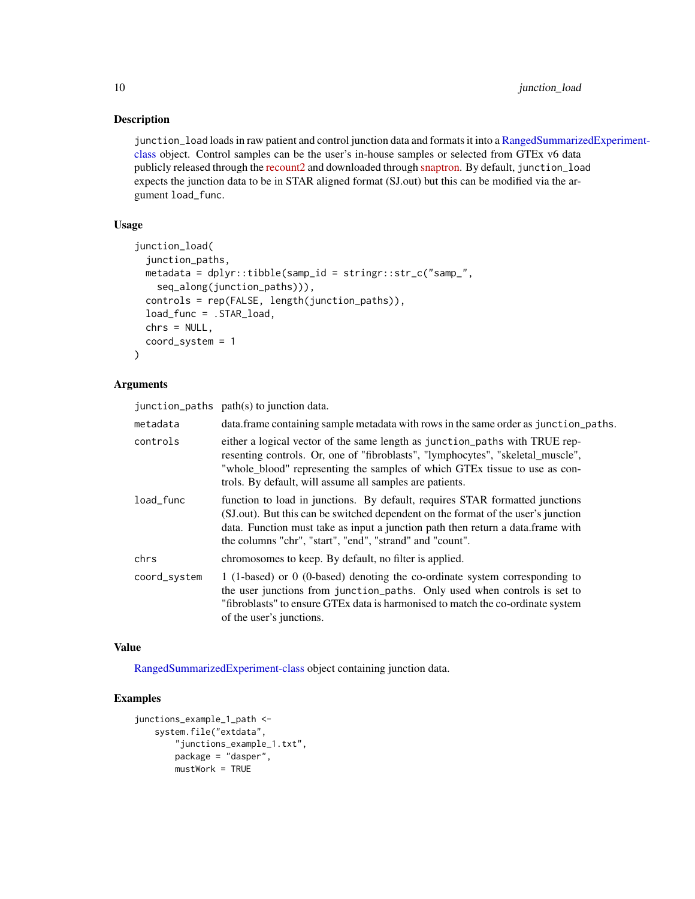## Description

`junction_load` loads in raw patient and control junction data and formats it into a RangedSummarizedExperiment-class object. Control samples can be the user's in-house samples or selected from GTEx v6 data publicly released through the recount2 and downloaded through snaptron. By default, `junction_load` expects the junction data to be in STAR aligned format (SJ.out) but this can be modified via the argument `load_func`.

## Usage

```
junction_load(
  junction_paths,
  metadata = dplyr::tibble(samp_id = stringr::str_c("samp_",
    seq_along(junction_paths))),
  controls = rep(FALSE, length(junction_paths)),
  load_func = .STAR_load,
  chrs = NULL,
  coord_system = 1
)
```

## Arguments

| | |
|---|---|
| `junction_paths` | path(s) to junction data. |
| `metadata` | data.frame containing sample metadata with rows in the same order as `junction_paths`. |
| `controls` | either a logical vector of the same length as `junction_paths` with TRUE representing controls. Or, one of "fibroblasts", "lymphocytes", "skeletal_muscle", "whole_blood" representing the samples of which GTEx tissue to use as controls. By default, will assume all samples are patients. |
| `load_func` | function to load in junctions. By default, requires STAR formatted junctions (SJ.out). But this can be switched dependent on the format of the user's junction data. Function must take as input a junction path then return a data.frame with the columns "chr", "start", "end", "strand" and "count". |
| `chrs` | chromosomes to keep. By default, no filter is applied. |
| `coord_system` | 1 (1-based) or 0 (0-based) denoting the co-ordinate system corresponding to the user junctions from `junction_paths`. Only used when controls is set to "fibroblasts" to ensure GTEx data is harmonised to match the co-ordinate system of the user's junctions. |

## Value

RangedSummarizedExperiment-class object containing junction data.

## Examples

```
junctions_example_1_path <-
    system.file("extdata",
        "junctions_example_1.txt",
        package = "dasper",
        mustWork = TRUE
```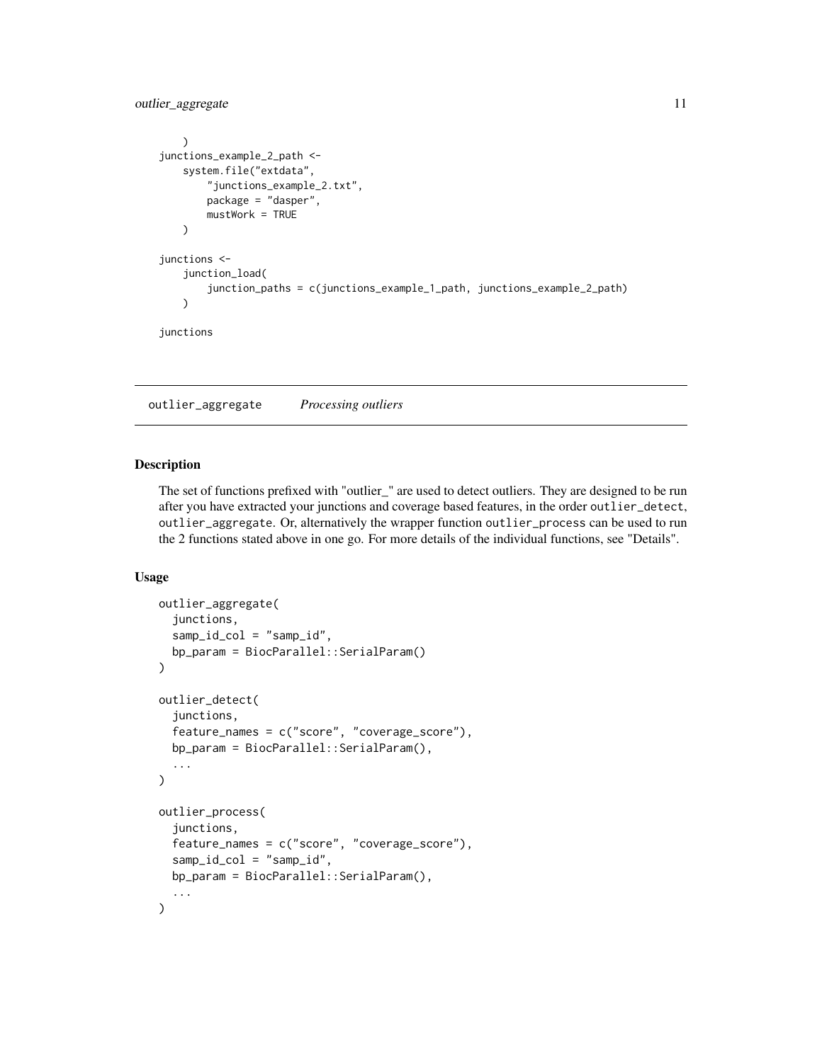```
    )
junctions_example_2_path <-
    system.file("extdata",
        "junctions_example_2.txt",
        package = "dasper",
        mustWork = TRUE
    )

junctions <-
    junction_load(
        junction_paths = c(junctions_example_1_path, junctions_example_2_path)
    )

junctions
```

## outlier_aggregate    *Processing outliers*

### Description

The set of functions prefixed with "outlier_" are used to detect outliers. They are designed to be run after you have extracted your junctions and coverage based features, in the order `outlier_detect`, `outlier_aggregate`. Or, alternatively the wrapper function `outlier_process` can be used to run the 2 functions stated above in one go. For more details of the individual functions, see "Details".

### Usage

```
outlier_aggregate(
  junctions,
  samp_id_col = "samp_id",
  bp_param = BiocParallel::SerialParam()
)

outlier_detect(
  junctions,
  feature_names = c("score", "coverage_score"),
  bp_param = BiocParallel::SerialParam(),
  ...
)

outlier_process(
  junctions,
  feature_names = c("score", "coverage_score"),
  samp_id_col = "samp_id",
  bp_param = BiocParallel::SerialParam(),
  ...
)
```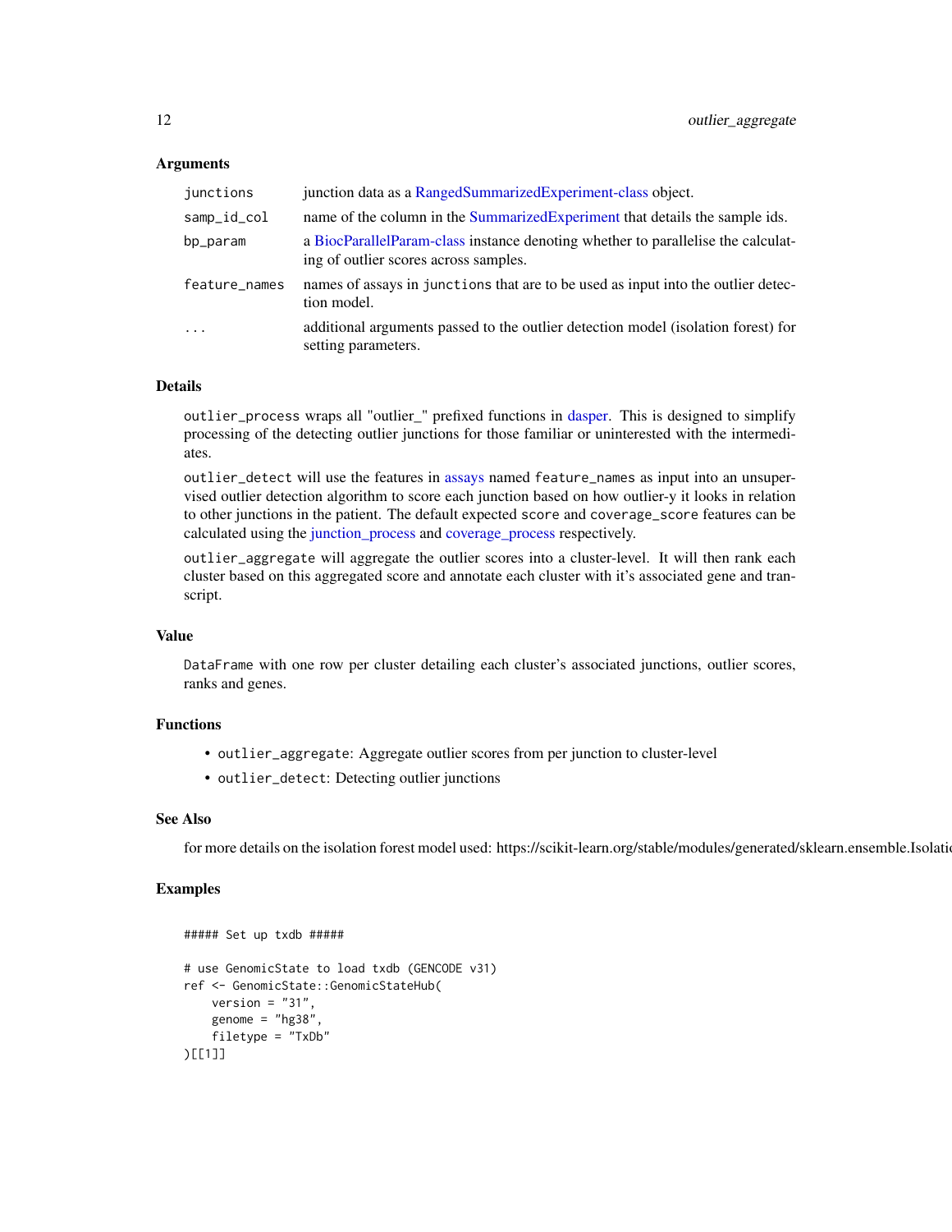### Arguments

| | |
|---|---|
| junctions | junction data as a RangedSummarizedExperiment-class object. |
| samp_id_col | name of the column in the SummarizedExperiment that details the sample ids. |
| bp_param | a BiocParallelParam-class instance denoting whether to parallelise the calculating of outlier scores across samples. |
| feature_names | names of assays in junctions that are to be used as input into the outlier detection model. |
| ... | additional arguments passed to the outlier detection model (isolation forest) for setting parameters. |

### Details

outlier_process wraps all "outlier_" prefixed functions in dasper. This is designed to simplify processing of the detecting outlier junctions for those familiar or uninterested with the intermediates.

outlier_detect will use the features in assays named feature_names as input into an unsupervised outlier detection algorithm to score each junction based on how outlier-y it looks in relation to other junctions in the patient. The default expected score and coverage_score features can be calculated using the junction_process and coverage_process respectively.

outlier_aggregate will aggregate the outlier scores into a cluster-level. It will then rank each cluster based on this aggregated score and annotate each cluster with it's associated gene and transcript.

### Value

DataFrame with one row per cluster detailing each cluster's associated junctions, outlier scores, ranks and genes.

### Functions

- outlier_aggregate: Aggregate outlier scores from per junction to cluster-level
- outlier_detect: Detecting outlier junctions

### See Also

for more details on the isolation forest model used: https://scikit-learn.org/stable/modules/generated/sklearn.ensemble.Isolatio

### Examples

```
##### Set up txdb #####

# use GenomicState to load txdb (GENCODE v31)
ref <- GenomicState::GenomicStateHub(
    version = "31",
    genome = "hg38",
    filetype = "TxDb"
)[[1]]
```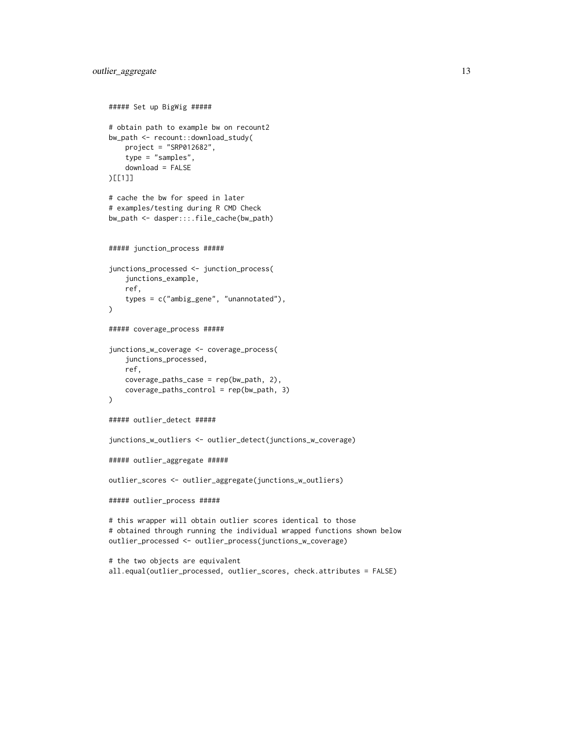```r
##### Set up BigWig #####

# obtain path to example bw on recount2
bw_path <- recount::download_study(
    project = "SRP012682",
    type = "samples",
    download = FALSE
)[[1]]

# cache the bw for speed in later
# examples/testing during R CMD Check
bw_path <- dasper:::.file_cache(bw_path)


##### junction_process #####

junctions_processed <- junction_process(
    junctions_example,
    ref,
    types = c("ambig_gene", "unannotated"),
)

##### coverage_process #####

junctions_w_coverage <- coverage_process(
    junctions_processed,
    ref,
    coverage_paths_case = rep(bw_path, 2),
    coverage_paths_control = rep(bw_path, 3)
)

##### outlier_detect #####

junctions_w_outliers <- outlier_detect(junctions_w_coverage)

##### outlier_aggregate #####

outlier_scores <- outlier_aggregate(junctions_w_outliers)

##### outlier_process #####

# this wrapper will obtain outlier scores identical to those
# obtained through running the individual wrapped functions shown below
outlier_processed <- outlier_process(junctions_w_coverage)

# the two objects are equivalent
all.equal(outlier_processed, outlier_scores, check.attributes = FALSE)
```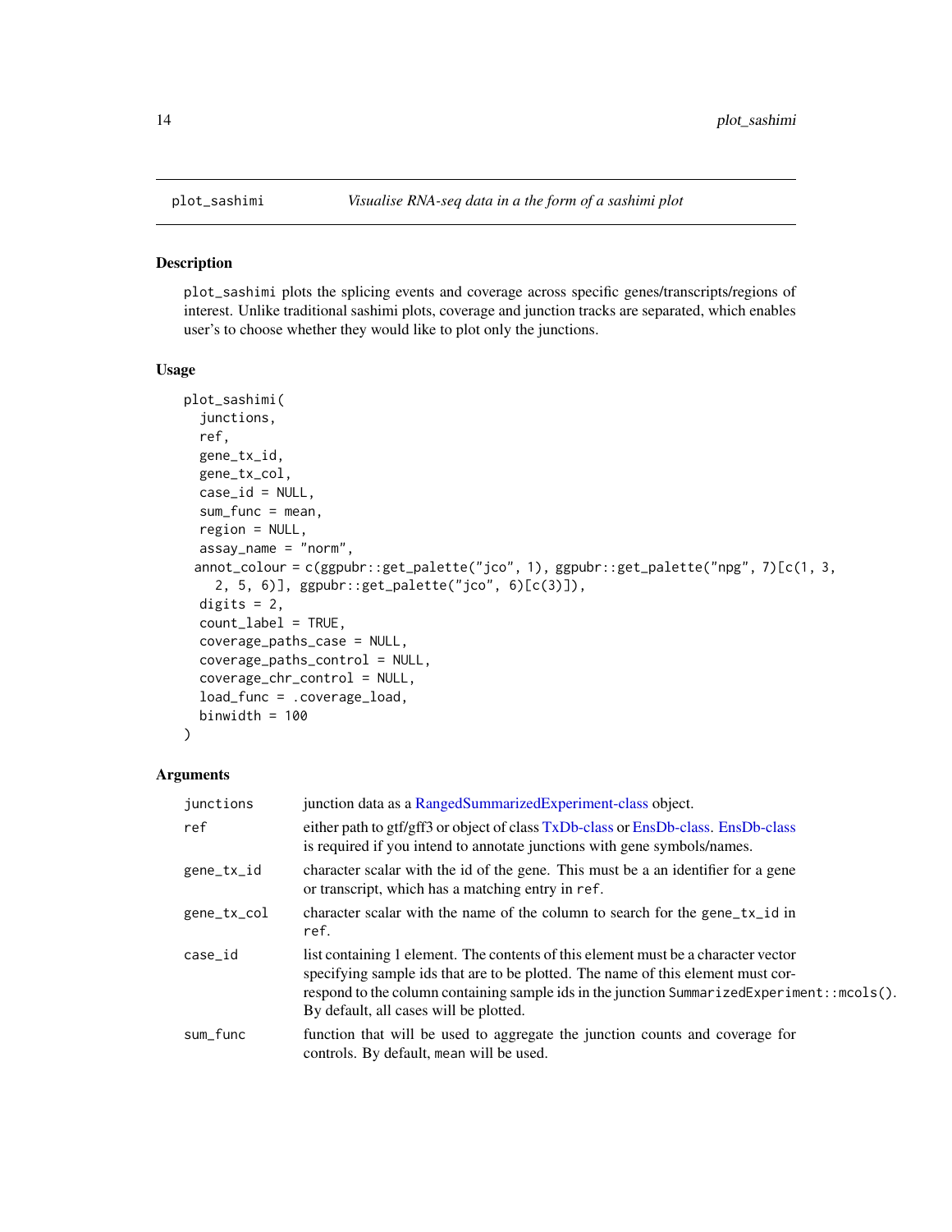## plot_sashimi — *Visualise RNA-seq data in a the form of a sashimi plot*

### Description

`plot_sashimi` plots the splicing events and coverage across specific genes/transcripts/regions of interest. Unlike traditional sashimi plots, coverage and junction tracks are separated, which enables user's to choose whether they would like to plot only the junctions.

### Usage

```
plot_sashimi(
  junctions,
  ref,
  gene_tx_id,
  gene_tx_col,
  case_id = NULL,
  sum_func = mean,
  region = NULL,
  assay_name = "norm",
 annot_colour = c(ggpubr::get_palette("jco", 1), ggpubr::get_palette("npg", 7)[c(1, 3,
    2, 5, 6)], ggpubr::get_palette("jco", 6)[c(3)]),
  digits = 2,
  count_label = TRUE,
  coverage_paths_case = NULL,
  coverage_paths_control = NULL,
  coverage_chr_control = NULL,
  load_func = .coverage_load,
  binwidth = 100
)
```

### Arguments

| Argument | Description |
|---|---|
| `junctions` | junction data as a RangedSummarizedExperiment-class object. |
| `ref` | either path to gtf/gff3 or object of class TxDb-class or EnsDb-class. EnsDb-class is required if you intend to annotate junctions with gene symbols/names. |
| `gene_tx_id` | character scalar with the id of the gene. This must be a an identifier for a gene or transcript, which has a matching entry in `ref`. |
| `gene_tx_col` | character scalar with the name of the column to search for the `gene_tx_id` in `ref`. |
| `case_id` | list containing 1 element. The contents of this element must be a character vector specifying sample ids that are to be plotted. The name of this element must correspond to the column containing sample ids in the junction `SummarizedExperiment::mcols()`. By default, all cases will be plotted. |
| `sum_func` | function that will be used to aggregate the junction counts and coverage for controls. By default, `mean` will be used. |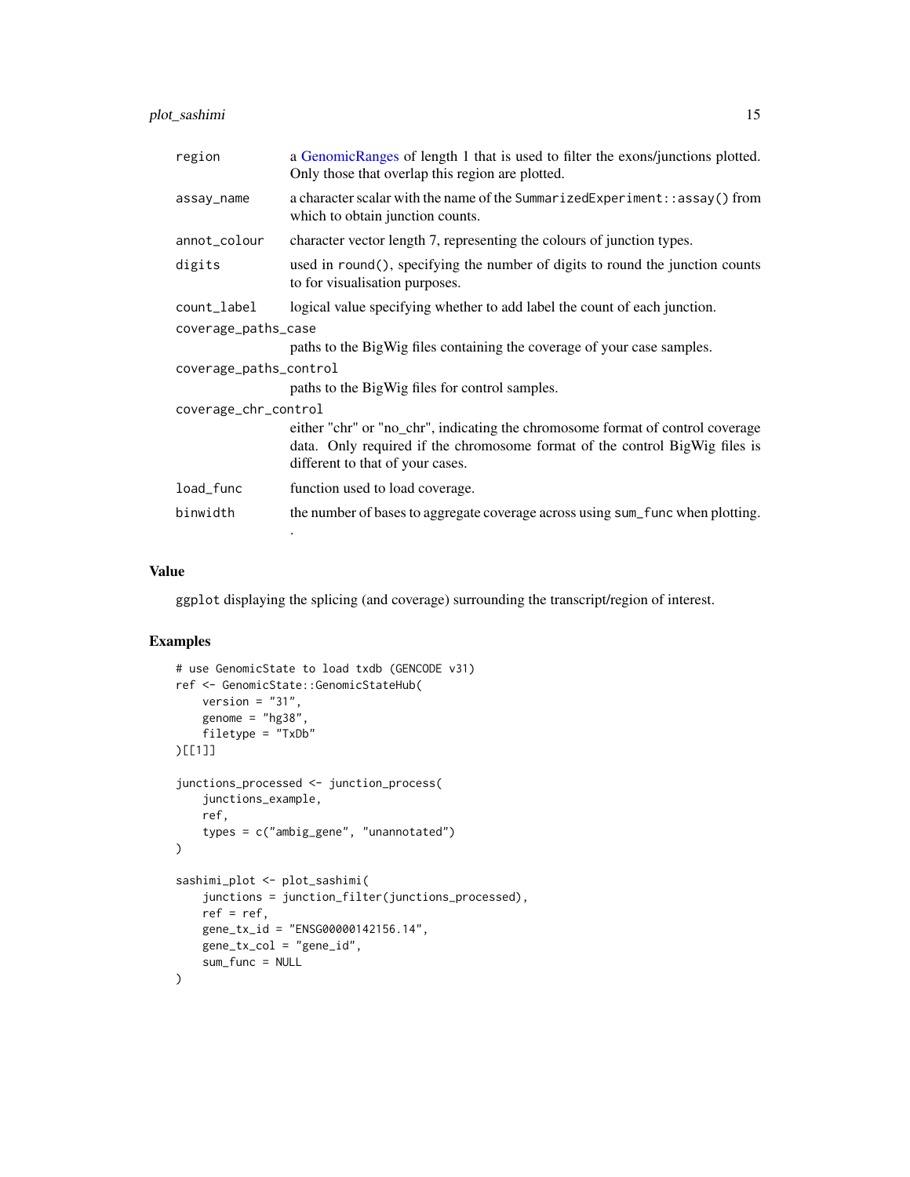| | |
|---|---|
| `region` | a GenomicRanges of length 1 that is used to filter the exons/junctions plotted. Only those that overlap this region are plotted. |
| `assay_name` | a character scalar with the name of the `SummarizedExperiment::assay()` from which to obtain junction counts. |
| `annot_colour` | character vector length 7, representing the colours of junction types. |
| `digits` | used in `round()`, specifying the number of digits to round the junction counts to for visualisation purposes. |
| `count_label` | logical value specifying whether to add label the count of each junction. |
| `coverage_paths_case` | paths to the BigWig files containing the coverage of your case samples. |
| `coverage_paths_control` | paths to the BigWig files for control samples. |
| `coverage_chr_control` | either "chr" or "no_chr", indicating the chromosome format of control coverage data. Only required if the chromosome format of the control BigWig files is different to that of your cases. |
| `load_func` | function used to load coverage. |
| `binwidth` | the number of bases to aggregate coverage across using `sum_func` when plotting. . |

## Value

`ggplot` displaying the splicing (and coverage) surrounding the transcript/region of interest.

## Examples

```
# use GenomicState to load txdb (GENCODE v31)
ref <- GenomicState::GenomicStateHub(
    version = "31",
    genome = "hg38",
    filetype = "TxDb"
)[[1]]

junctions_processed <- junction_process(
    junctions_example,
    ref,
    types = c("ambig_gene", "unannotated")
)

sashimi_plot <- plot_sashimi(
    junctions = junction_filter(junctions_processed),
    ref = ref,
    gene_tx_id = "ENSG00000142156.14",
    gene_tx_col = "gene_id",
    sum_func = NULL
)
```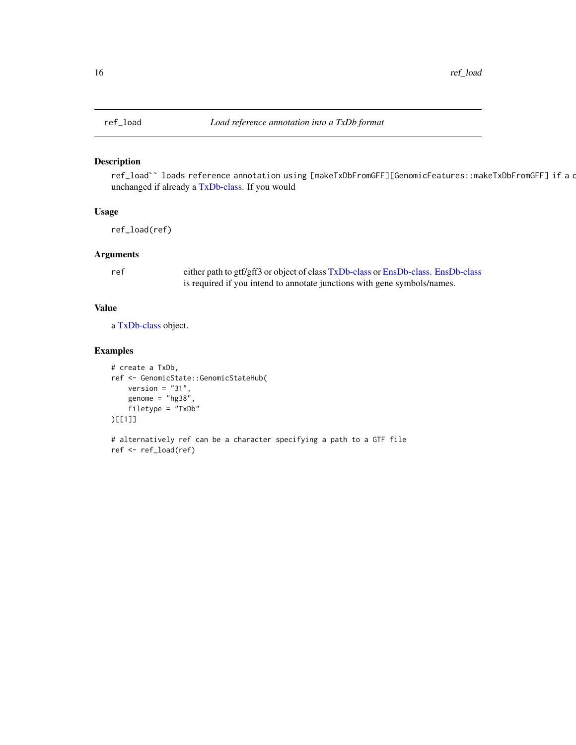# ref_load — *Load reference annotation into a TxDb format*

## Description

`ref_load`` loads reference annotation using [makeTxDbFromGFF][GenomicFeatures::makeTxDbFromGFF] if a c` unchanged if already a TxDb-class. If you would

## Usage

```
ref_load(ref)
```

## Arguments

| | |
|---|---|
| `ref` | either path to gtf/gff3 or object of class TxDb-class or EnsDb-class. EnsDb-class is required if you intend to annotate junctions with gene symbols/names. |

## Value

a TxDb-class object.

## Examples

```
# create a TxDb,
ref <- GenomicState::GenomicStateHub(
    version = "31",
    genome = "hg38",
    filetype = "TxDb"
)[[1]]

# alternatively ref can be a character specifying a path to a GTF file
ref <- ref_load(ref)
```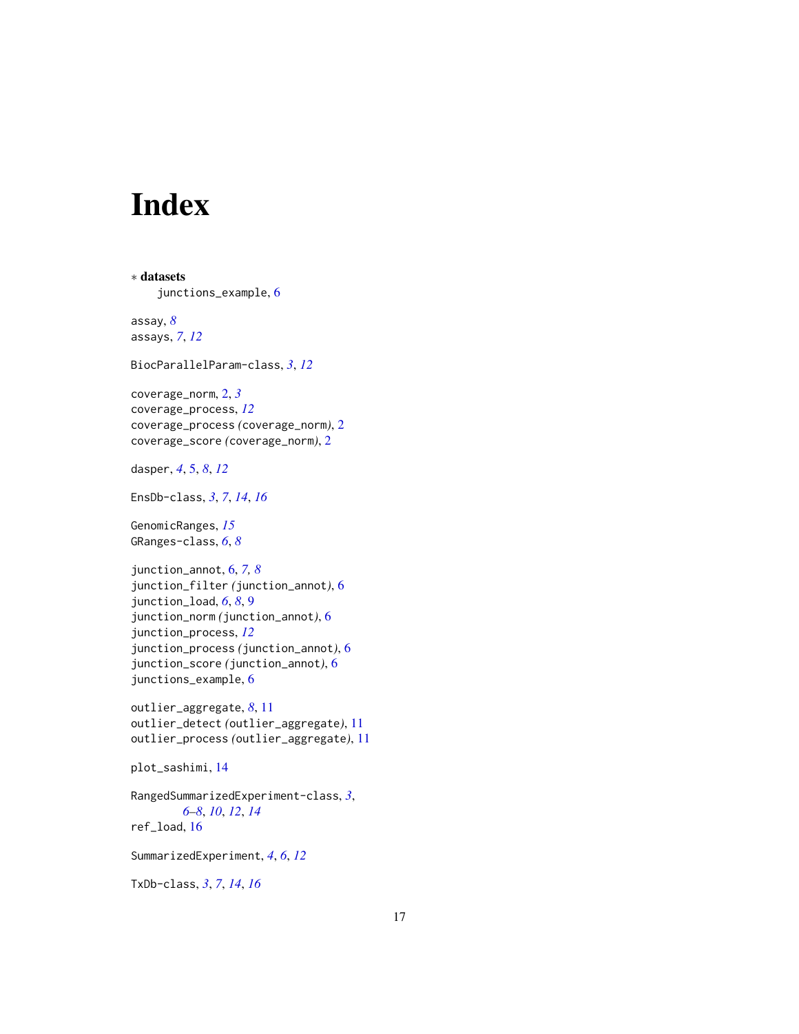# Index

∗ **datasets**
    junctions_example, 6

assay, *8*
assays, *7*, *12*

BiocParallelParam-class, *3*, *12*

coverage_norm, 2, *3*
coverage_process, *12*
coverage_process (coverage_norm), 2
coverage_score (coverage_norm), 2

dasper, *4*, 5, *8*, *12*

EnsDb-class, *3*, *7*, *14*, *16*

GenomicRanges, *15*
GRanges-class, *6*, *8*

junction_annot, 6, *7, 8*
junction_filter (junction_annot), 6
junction_load, *6*, *8*, 9
junction_norm (junction_annot), 6
junction_process, *12*
junction_process (junction_annot), 6
junction_score (junction_annot), 6
junctions_example, 6

outlier_aggregate, *8*, 11
outlier_detect (outlier_aggregate), 11
outlier_process (outlier_aggregate), 11

plot_sashimi, 14

RangedSummarizedExperiment-class, *3*, *6–8*, *10*, *12*, *14*
ref_load, 16

SummarizedExperiment, *4*, *6*, *12*

TxDb-class, *3*, *7*, *14*, *16*